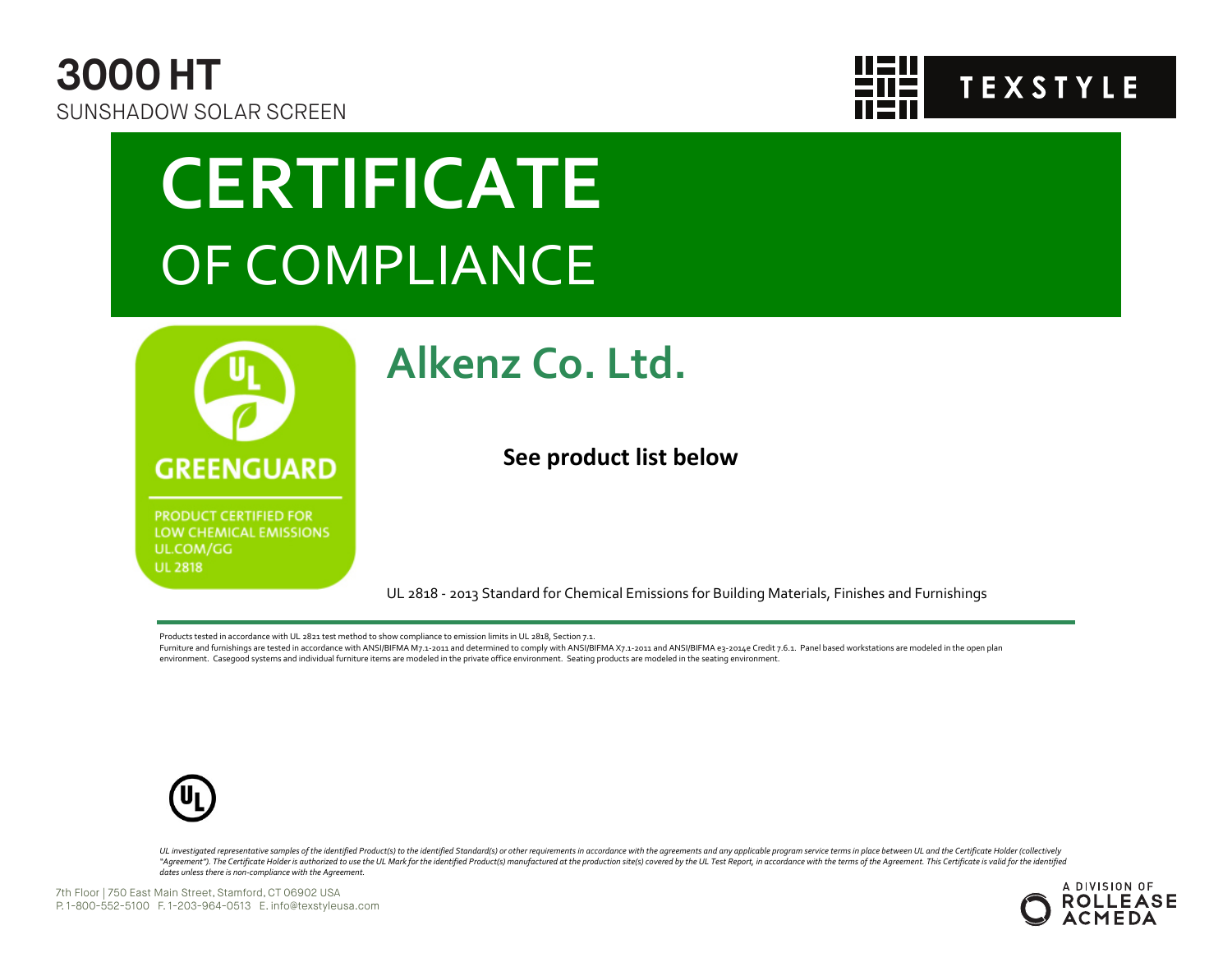# 3000 HT

SUNSHADOW SOLAR SCREEN

TEXSTYLE

# CERTIFICATE

## OF COMPLIANCE

GREENGUARD

PRODUCT CERTIFIED FOR LOW CHEMICAL EMISSIONS
UL.COM/GG
UL 2818

## Alkenz Co. Ltd.

**See product list below**

UL 2818 - 2013 Standard for Chemical Emissions for Building Materials, Finishes and Furnishings

---

Products tested in accordance with UL 2821 test method to show compliance to emission limits in UL 2818, Section 7.1.
Furniture and furnishings are tested in accordance with ANSI/BIFMA M7.1-2011 and determined to comply with ANSI/BIFMA X7.1-2011 and ANSI/BIFMA e3-2014e Credit 7.6.1. Panel based workstations are modeled in the open plan environment. Casegood systems and individual furniture items are modeled in the private office environment. Seating products are modeled in the seating environment.

*UL investigated representative samples of the identified Product(s) to the identified Standard(s) or other requirements in accordance with the agreements and any applicable program service terms in place between UL and the Certificate Holder (collectively "Agreement"). The Certificate Holder is authorized to use the UL Mark for the identified Product(s) manufactured at the production site(s) covered by the UL Test Report, in accordance with the terms of the Agreement. This Certificate is valid for the identified dates unless there is non-compliance with the Agreement.*

7th Floor | 750 East Main Street, Stamford, CT 06902 USA
P. 1-800-552-5100 F. 1-203-964-0513 E. info@texstyleusa.com

A DIVISION OF ROLLEASE ACMEDA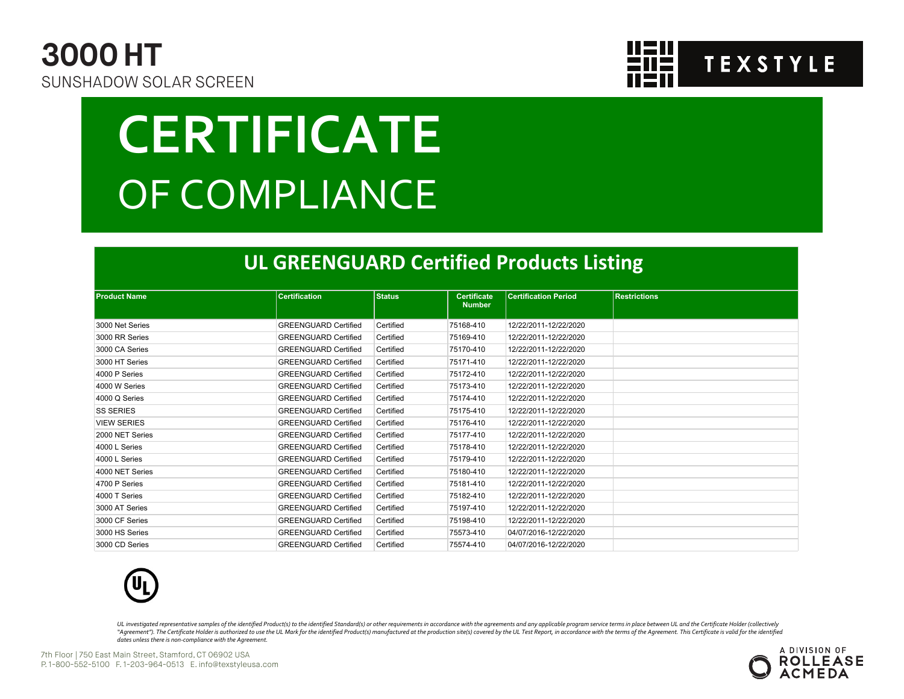# 3000 HT

SUNSHADOW SOLAR SCREEN

TEXSTYLE

# CERTIFICATE

# OF COMPLIANCE

## UL GREENGUARD Certified Products Listing

| Product Name | Certification | Status | Certificate Number | Certification Period | Restrictions |
|---|---|---|---|---|---|
| 3000 Net Series | GREENGUARD Certified | Certified | 75168-410 | 12/22/2011-12/22/2020 | |
| 3000 RR Series | GREENGUARD Certified | Certified | 75169-410 | 12/22/2011-12/22/2020 | |
| 3000 CA Series | GREENGUARD Certified | Certified | 75170-410 | 12/22/2011-12/22/2020 | |
| 3000 HT Series | GREENGUARD Certified | Certified | 75171-410 | 12/22/2011-12/22/2020 | |
| 4000 P Series | GREENGUARD Certified | Certified | 75172-410 | 12/22/2011-12/22/2020 | |
| 4000 W Series | GREENGUARD Certified | Certified | 75173-410 | 12/22/2011-12/22/2020 | |
| 4000 Q Series | GREENGUARD Certified | Certified | 75174-410 | 12/22/2011-12/22/2020 | |
| SS SERIES | GREENGUARD Certified | Certified | 75175-410 | 12/22/2011-12/22/2020 | |
| VIEW SERIES | GREENGUARD Certified | Certified | 75176-410 | 12/22/2011-12/22/2020 | |
| 2000 NET Series | GREENGUARD Certified | Certified | 75177-410 | 12/22/2011-12/22/2020 | |
| 4000 L Series | GREENGUARD Certified | Certified | 75178-410 | 12/22/2011-12/22/2020 | |
| 4000 L Series | GREENGUARD Certified | Certified | 75179-410 | 12/22/2011-12/22/2020 | |
| 4000 NET Series | GREENGUARD Certified | Certified | 75180-410 | 12/22/2011-12/22/2020 | |
| 4700 P Series | GREENGUARD Certified | Certified | 75181-410 | 12/22/2011-12/22/2020 | |
| 4000 T Series | GREENGUARD Certified | Certified | 75182-410 | 12/22/2011-12/22/2020 | |
| 3000 AT Series | GREENGUARD Certified | Certified | 75197-410 | 12/22/2011-12/22/2020 | |
| 3000 CF Series | GREENGUARD Certified | Certified | 75198-410 | 12/22/2011-12/22/2020 | |
| 3000 HS Series | GREENGUARD Certified | Certified | 75573-410 | 04/07/2016-12/22/2020 | |
| 3000 CD Series | GREENGUARD Certified | Certified | 75574-410 | 04/07/2016-12/22/2020 | |

*UL investigated representative samples of the identified Product(s) to the identified Standard(s) or other requirements in accordance with the agreements and any applicable program service terms in place between UL and the Certificate Holder (collectively "Agreement"). The Certificate Holder is authorized to use the UL Mark for the identified Product(s) manufactured at the production site(s) covered by the UL Test Report, in accordance with the terms of the Agreement. This Certificate is valid for the identified dates unless there is non-compliance with the Agreement.*

7th Floor | 750 East Main Street, Stamford, CT 06902 USA
P. 1-800-552-5100 F. 1-203-964-0513 E. info@texstyleusa.com

A DIVISION OF ROLLEASE ACMEDA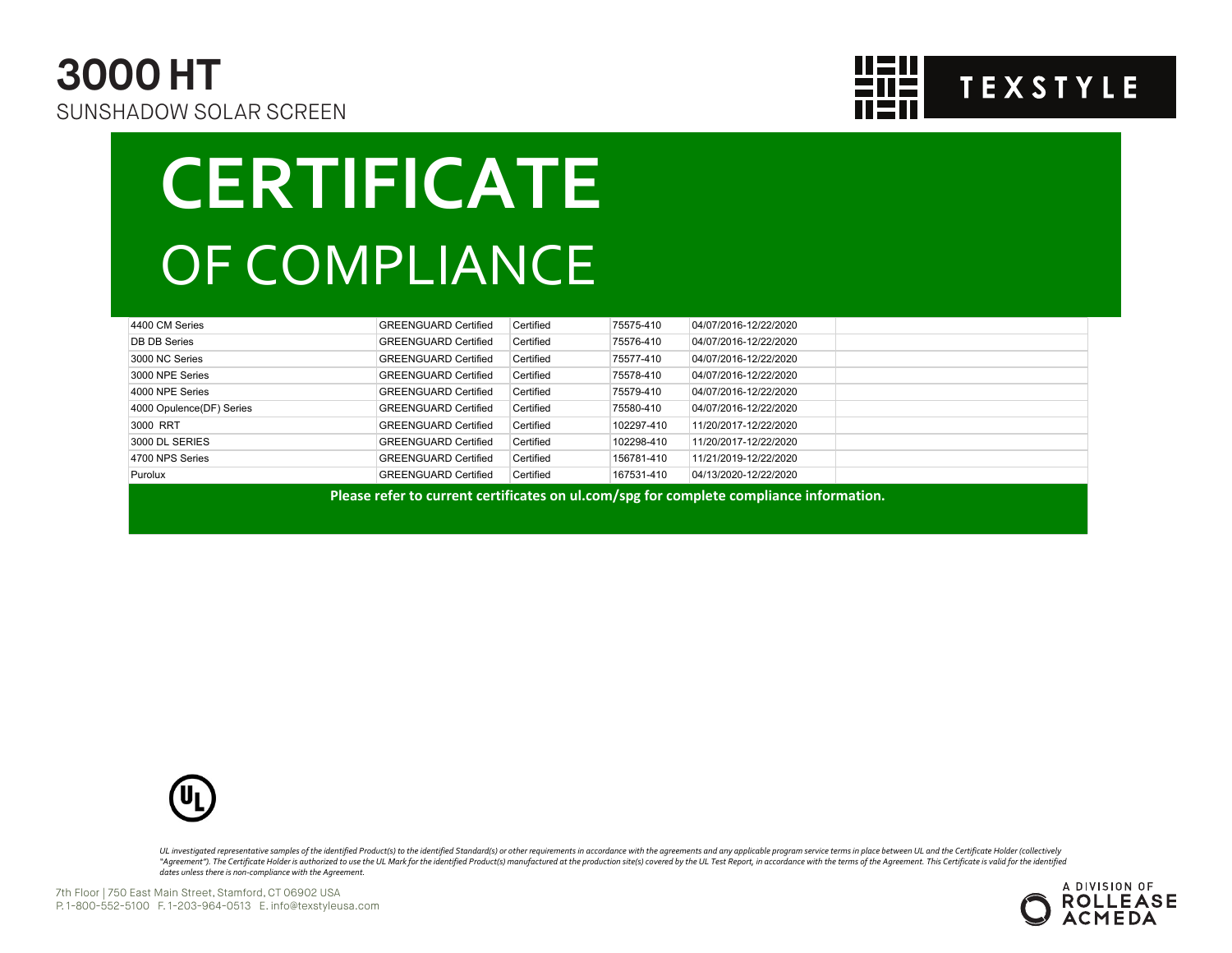# 3000 HT

SUNSHADOW SOLAR SCREEN

TEXSTYLE

# CERTIFICATE

## OF COMPLIANCE

| | | | | | |
|---|---|---|---|---|---|
| 4400 CM Series | GREENGUARD Certified | Certified | 75575-410 | 04/07/2016-12/22/2020 | |
| DB DB Series | GREENGUARD Certified | Certified | 75576-410 | 04/07/2016-12/22/2020 | |
| 3000 NC Series | GREENGUARD Certified | Certified | 75577-410 | 04/07/2016-12/22/2020 | |
| 3000 NPE Series | GREENGUARD Certified | Certified | 75578-410 | 04/07/2016-12/22/2020 | |
| 4000 NPE Series | GREENGUARD Certified | Certified | 75579-410 | 04/07/2016-12/22/2020 | |
| 4000 Opulence(DF) Series | GREENGUARD Certified | Certified | 75580-410 | 04/07/2016-12/22/2020 | |
| 3000 RRT | GREENGUARD Certified | Certified | 102297-410 | 11/20/2017-12/22/2020 | |
| 3000 DL SERIES | GREENGUARD Certified | Certified | 102298-410 | 11/20/2017-12/22/2020 | |
| 4700 NPS Series | GREENGUARD Certified | Certified | 156781-410 | 11/21/2019-12/22/2020 | |
| Purolux | GREENGUARD Certified | Certified | 167531-410 | 04/13/2020-12/22/2020 | |

**Please refer to current certificates on ul.com/spg for complete compliance information.**

*UL investigated representative samples of the identified Product(s) to the identified Standard(s) or other requirements in accordance with the agreements and any applicable program service terms in place between UL and the Certificate Holder (collectively "Agreement"). The Certificate Holder is authorized to use the UL Mark for the identified Product(s) manufactured at the production site(s) covered by the UL Test Report, in accordance with the terms of the Agreement. This Certificate is valid for the identified dates unless there is non-compliance with the Agreement.*

7th Floor | 750 East Main Street, Stamford, CT 06902 USA
P. 1-800-552-5100 F. 1-203-964-0513 E. info@texstyleusa.com

A DIVISION OF ROLLEASE ACMEDA